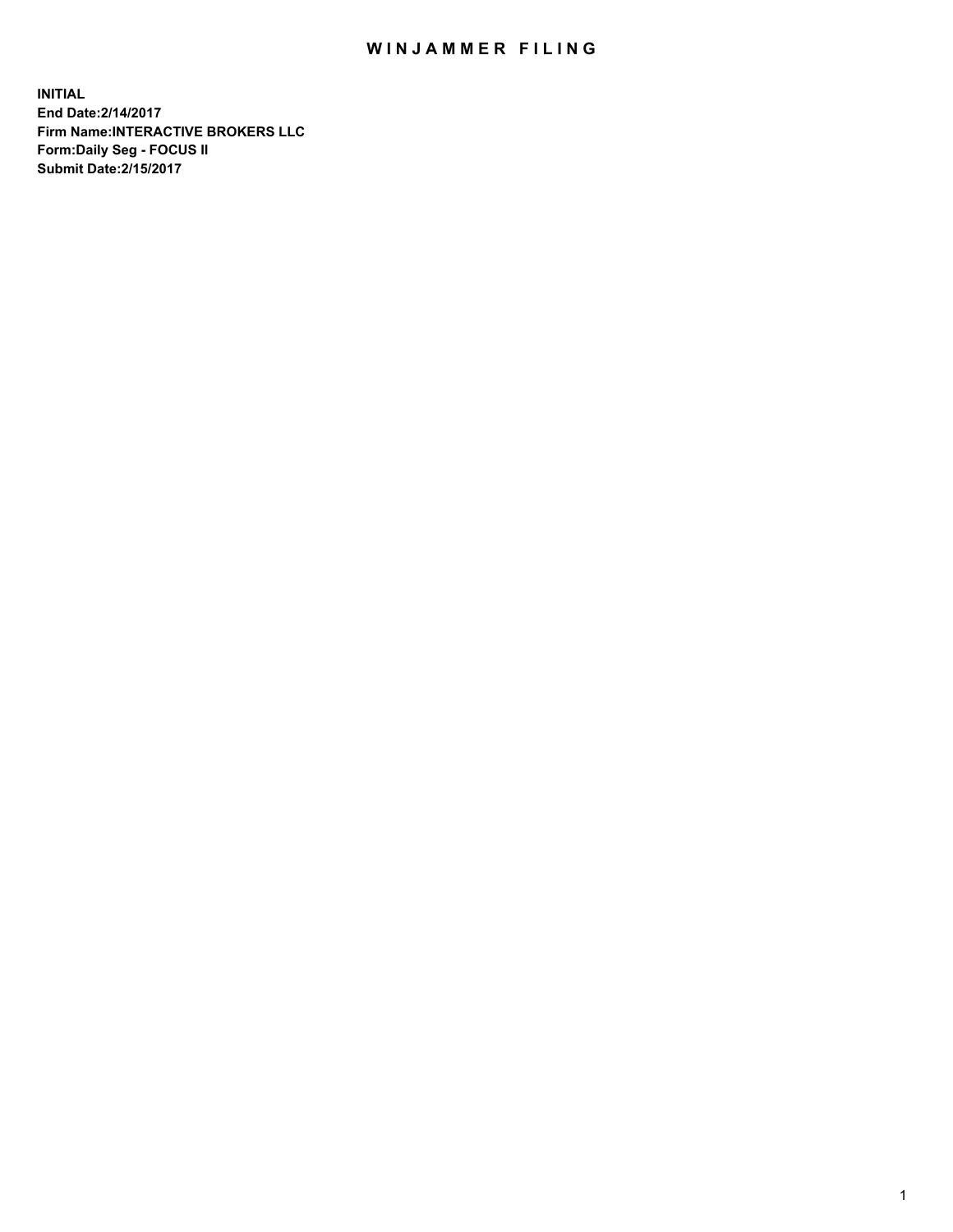# WINJAMMER FILING

**INITIAL**
**End Date:2/14/2017**
**Firm Name:INTERACTIVE BROKERS LLC**
**Form:Daily Seg - FOCUS II**
**Submit Date:2/15/2017**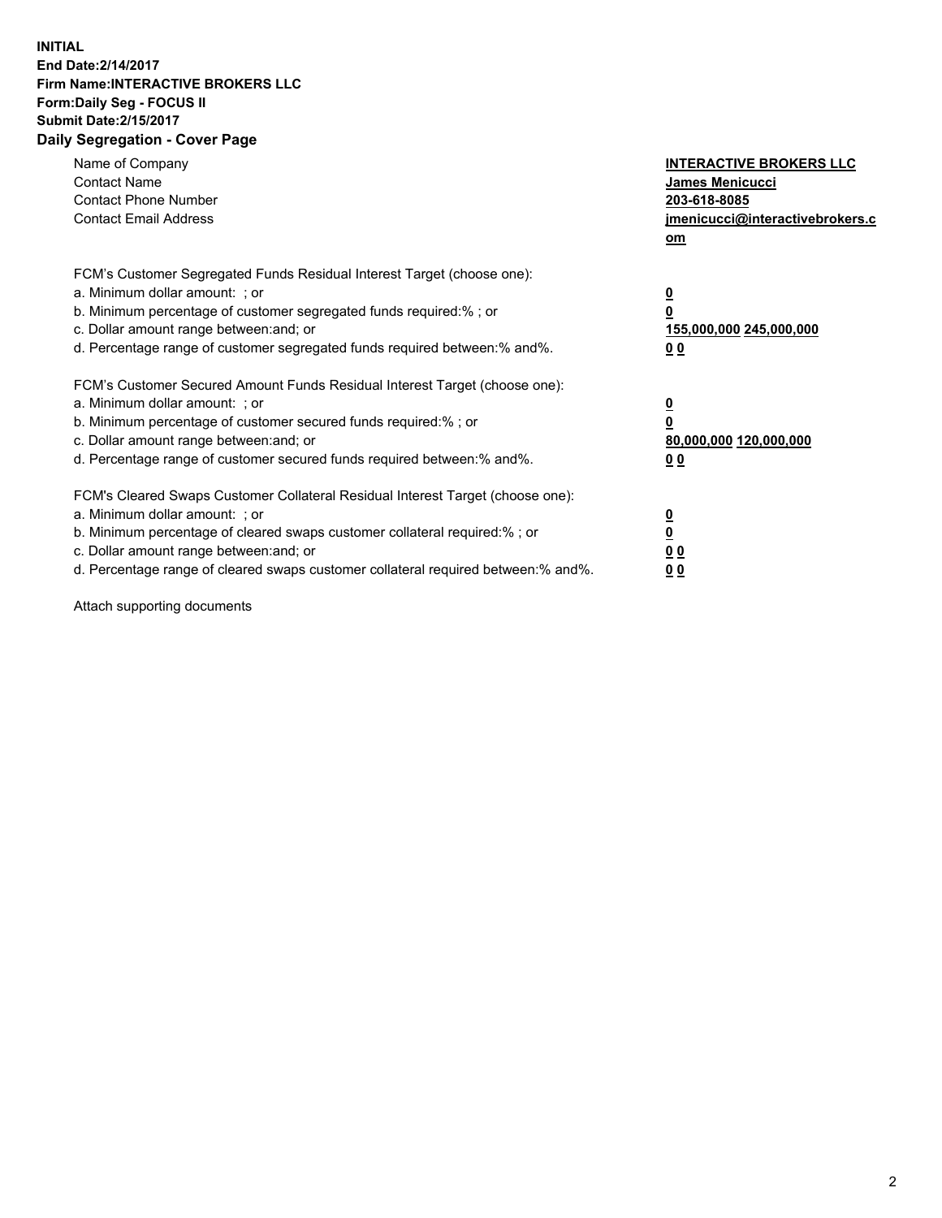**INITIAL**
**End Date:2/14/2017**
**Firm Name:INTERACTIVE BROKERS LLC**
**Form:Daily Seg - FOCUS II**
**Submit Date:2/15/2017**
**Daily Segregation - Cover Page**

| | |
|---|---|
| Name of Company | **INTERACTIVE BROKERS LLC** |
| Contact Name | **James Menicucci** |
| Contact Phone Number | **203-618-8085** |
| Contact Email Address | **jmenicucci@interactivebrokers.com** |

FCM's Customer Segregated Funds Residual Interest Target (choose one):

| | |
|---|---|
| a. Minimum dollar amount: ; or | **0** |
| b. Minimum percentage of customer segregated funds required:% ; or | **0** |
| c. Dollar amount range between:and; or | **155,000,000 245,000,000** |
| d. Percentage range of customer segregated funds required between:% and%. | **0 0** |

FCM's Customer Secured Amount Funds Residual Interest Target (choose one):

| | |
|---|---|
| a. Minimum dollar amount: ; or | **0** |
| b. Minimum percentage of customer secured funds required:% ; or | **0** |
| c. Dollar amount range between:and; or | **80,000,000 120,000,000** |
| d. Percentage range of customer secured funds required between:% and%. | **0 0** |

FCM's Cleared Swaps Customer Collateral Residual Interest Target (choose one):

| | |
|---|---|
| a. Minimum dollar amount: ; or | **0** |
| b. Minimum percentage of cleared swaps customer collateral required:% ; or | **0** |
| c. Dollar amount range between:and; or | **0 0** |
| d. Percentage range of cleared swaps customer collateral required between:% and%. | **0 0** |

Attach supporting documents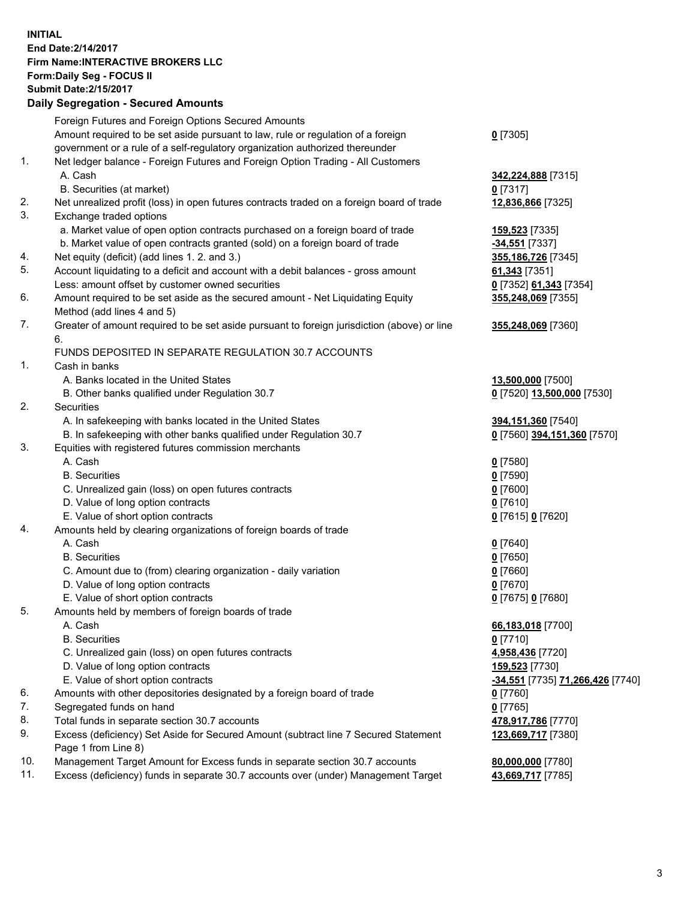**INITIAL**
**End Date:2/14/2017**
**Firm Name:INTERACTIVE BROKERS LLC**
**Form:Daily Seg - FOCUS II**
**Submit Date:2/15/2017**
**Daily Segregation - Secured Amounts**

| | | |
|---|---|---|
| | Foreign Futures and Foreign Options Secured Amounts | |
| | Amount required to be set aside pursuant to law, rule or regulation of a foreign government or a rule of a self-regulatory organization authorized thereunder | **0** [7305] |
| 1. | Net ledger balance - Foreign Futures and Foreign Option Trading - All Customers | |
| | A. Cash | **342,224,888** [7315] |
| | B. Securities (at market) | **0** [7317] |
| 2. | Net unrealized profit (loss) in open futures contracts traded on a foreign board of trade | **12,836,866** [7325] |
| 3. | Exchange traded options | |
| | a. Market value of open option contracts purchased on a foreign board of trade | **159,523** [7335] |
| | b. Market value of open contracts granted (sold) on a foreign board of trade | **-34,551** [7337] |
| 4. | Net equity (deficit) (add lines 1. 2. and 3.) | **355,186,726** [7345] |
| 5. | Account liquidating to a deficit and account with a debit balances - gross amount | **61,343** [7351] |
| | Less: amount offset by customer owned securities | **0** [7352] **61,343** [7354] |
| 6. | Amount required to be set aside as the secured amount - Net Liquidating Equity Method (add lines 4 and 5) | **355,248,069** [7355] |
| 7. | Greater of amount required to be set aside pursuant to foreign jurisdiction (above) or line 6. | **355,248,069** [7360] |
| | FUNDS DEPOSITED IN SEPARATE REGULATION 30.7 ACCOUNTS | |
| 1. | Cash in banks | |
| | A. Banks located in the United States | **13,500,000** [7500] |
| | B. Other banks qualified under Regulation 30.7 | **0** [7520] **13,500,000** [7530] |
| 2. | Securities | |
| | A. In safekeeping with banks located in the United States | **394,151,360** [7540] |
| | B. In safekeeping with other banks qualified under Regulation 30.7 | **0** [7560] **394,151,360** [7570] |
| 3. | Equities with registered futures commission merchants | |
| | A. Cash | **0** [7580] |
| | B. Securities | **0** [7590] |
| | C. Unrealized gain (loss) on open futures contracts | **0** [7600] |
| | D. Value of long option contracts | **0** [7610] |
| | E. Value of short option contracts | **0** [7615] **0** [7620] |
| 4. | Amounts held by clearing organizations of foreign boards of trade | |
| | A. Cash | **0** [7640] |
| | B. Securities | **0** [7650] |
| | C. Amount due to (from) clearing organization - daily variation | **0** [7660] |
| | D. Value of long option contracts | **0** [7670] |
| | E. Value of short option contracts | **0** [7675] **0** [7680] |
| 5. | Amounts held by members of foreign boards of trade | |
| | A. Cash | **66,183,018** [7700] |
| | B. Securities | **0** [7710] |
| | C. Unrealized gain (loss) on open futures contracts | **4,958,436** [7720] |
| | D. Value of long option contracts | **159,523** [7730] |
| | E. Value of short option contracts | **-34,551** [7735] **71,266,426** [7740] |
| 6. | Amounts with other depositories designated by a foreign board of trade | **0** [7760] |
| 7. | Segregated funds on hand | **0** [7765] |
| 8. | Total funds in separate section 30.7 accounts | **478,917,786** [7770] |
| 9. | Excess (deficiency) Set Aside for Secured Amount (subtract line 7 Secured Statement Page 1 from Line 8) | **123,669,717** [7380] |
| 10. | Management Target Amount for Excess funds in separate section 30.7 accounts | **80,000,000** [7780] |
| 11. | Excess (deficiency) funds in separate 30.7 accounts over (under) Management Target | **43,669,717** [7785] |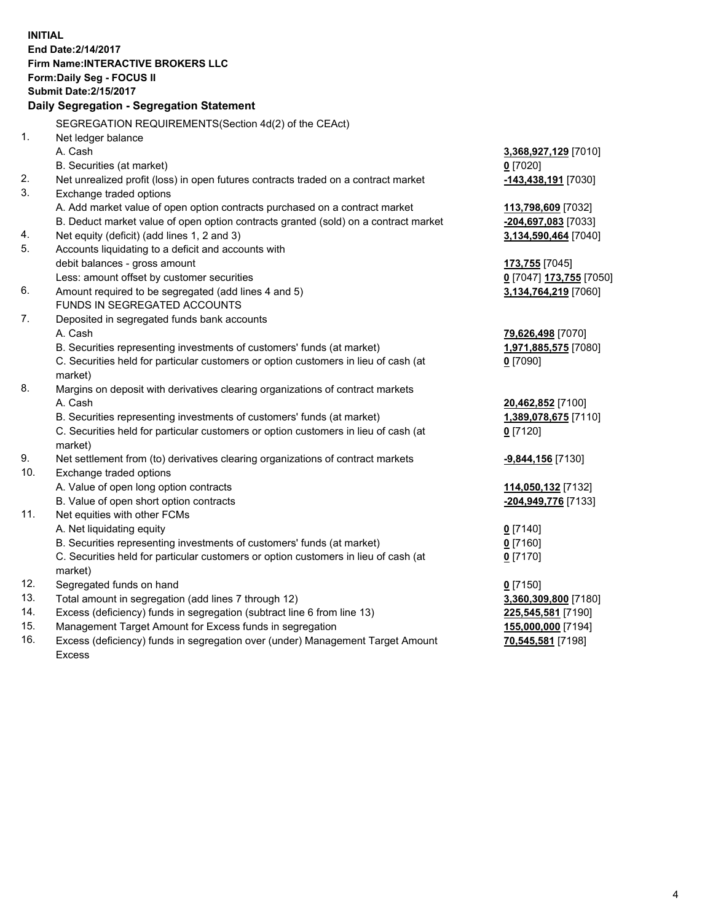**INITIAL**
**End Date:2/14/2017**
**Firm Name:INTERACTIVE BROKERS LLC**
**Form:Daily Seg - FOCUS II**
**Submit Date:2/15/2017**

**Daily Segregation - Segregation Statement**

| | SEGREGATION REQUIREMENTS(Section 4d(2) of the CEAct) | |
|---|---|---|
| 1. | Net ledger balance | |
| | A. Cash | **3,368,927,129** [7010] |
| | B. Securities (at market) | **0** [7020] |
| 2. | Net unrealized profit (loss) in open futures contracts traded on a contract market | **-143,438,191** [7030] |
| 3. | Exchange traded options | |
| | A. Add market value of open option contracts purchased on a contract market | **113,798,609** [7032] |
| | B. Deduct market value of open option contracts granted (sold) on a contract market | **-204,697,083** [7033] |
| 4. | Net equity (deficit) (add lines 1, 2 and 3) | **3,134,590,464** [7040] |
| 5. | Accounts liquidating to a deficit and accounts with debit balances - gross amount | **173,755** [7045] |
| | Less: amount offset by customer securities | **0** [7047] **173,755** [7050] |
| 6. | Amount required to be segregated (add lines 4 and 5) | **3,134,764,219** [7060] |
| | FUNDS IN SEGREGATED ACCOUNTS | |
| 7. | Deposited in segregated funds bank accounts | |
| | A. Cash | **79,626,498** [7070] |
| | B. Securities representing investments of customers' funds (at market) | **1,971,885,575** [7080] |
| | C. Securities held for particular customers or option customers in lieu of cash (at market) | **0** [7090] |
| 8. | Margins on deposit with derivatives clearing organizations of contract markets | |
| | A. Cash | **20,462,852** [7100] |
| | B. Securities representing investments of customers' funds (at market) | **1,389,078,675** [7110] |
| | C. Securities held for particular customers or option customers in lieu of cash (at market) | **0** [7120] |
| 9. | Net settlement from (to) derivatives clearing organizations of contract markets | **-9,844,156** [7130] |
| 10. | Exchange traded options | |
| | A. Value of open long option contracts | **114,050,132** [7132] |
| | B. Value of open short option contracts | **-204,949,776** [7133] |
| 11. | Net equities with other FCMs | |
| | A. Net liquidating equity | **0** [7140] |
| | B. Securities representing investments of customers' funds (at market) | **0** [7160] |
| | C. Securities held for particular customers or option customers in lieu of cash (at market) | **0** [7170] |
| 12. | Segregated funds on hand | **0** [7150] |
| 13. | Total amount in segregation (add lines 7 through 12) | **3,360,309,800** [7180] |
| 14. | Excess (deficiency) funds in segregation (subtract line 6 from line 13) | **225,545,581** [7190] |
| 15. | Management Target Amount for Excess funds in segregation | **155,000,000** [7194] |
| 16. | Excess (deficiency) funds in segregation over (under) Management Target Amount Excess | **70,545,581** [7198] |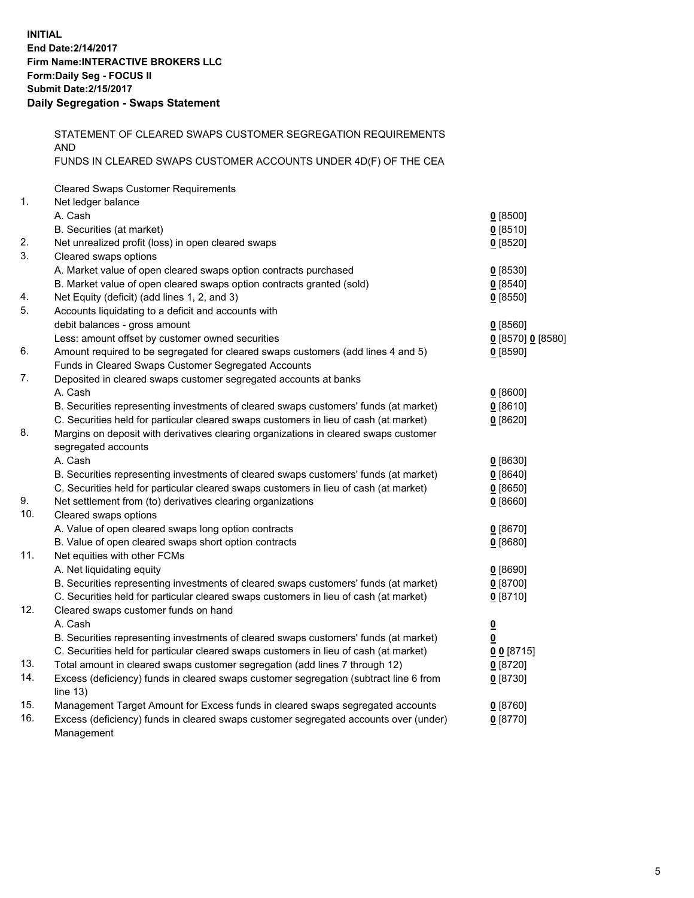**INITIAL**
**End Date:2/14/2017**
**Firm Name:INTERACTIVE BROKERS LLC**
**Form:Daily Seg - FOCUS II**
**Submit Date:2/15/2017**
**Daily Segregation - Swaps Statement**

STATEMENT OF CLEARED SWAPS CUSTOMER SEGREGATION REQUIREMENTS AND FUNDS IN CLEARED SWAPS CUSTOMER ACCOUNTS UNDER 4D(F) OF THE CEA

| | | |
|---|---|---|
| | Cleared Swaps Customer Requirements | |
| 1. | Net ledger balance | |
| | A. Cash | 0 [8500] |
| | B. Securities (at market) | 0 [8510] |
| 2. | Net unrealized profit (loss) in open cleared swaps | 0 [8520] |
| 3. | Cleared swaps options | |
| | A. Market value of open cleared swaps option contracts purchased | 0 [8530] |
| | B. Market value of open cleared swaps option contracts granted (sold) | 0 [8540] |
| 4. | Net Equity (deficit) (add lines 1, 2, and 3) | 0 [8550] |
| 5. | Accounts liquidating to a deficit and accounts with debit balances - gross amount | 0 [8560] |
| | Less: amount offset by customer owned securities | 0 [8570] 0 [8580] |
| 6. | Amount required to be segregated for cleared swaps customers (add lines 4 and 5) | 0 [8590] |
| | Funds in Cleared Swaps Customer Segregated Accounts | |
| 7. | Deposited in cleared swaps customer segregated accounts at banks | |
| | A. Cash | 0 [8600] |
| | B. Securities representing investments of cleared swaps customers' funds (at market) | 0 [8610] |
| | C. Securities held for particular cleared swaps customers in lieu of cash (at market) | 0 [8620] |
| 8. | Margins on deposit with derivatives clearing organizations in cleared swaps customer segregated accounts | |
| | A. Cash | 0 [8630] |
| | B. Securities representing investments of cleared swaps customers' funds (at market) | 0 [8640] |
| | C. Securities held for particular cleared swaps customers in lieu of cash (at market) | 0 [8650] |
| 9. | Net settlement from (to) derivatives clearing organizations | 0 [8660] |
| 10. | Cleared swaps options | |
| | A. Value of open cleared swaps long option contracts | 0 [8670] |
| | B. Value of open cleared swaps short option contracts | 0 [8680] |
| 11. | Net equities with other FCMs | |
| | A. Net liquidating equity | 0 [8690] |
| | B. Securities representing investments of cleared swaps customers' funds (at market) | 0 [8700] |
| | C. Securities held for particular cleared swaps customers in lieu of cash (at market) | 0 [8710] |
| 12. | Cleared swaps customer funds on hand | |
| | A. Cash | 0 |
| | B. Securities representing investments of cleared swaps customers' funds (at market) | 0 |
| | C. Securities held for particular cleared swaps customers in lieu of cash (at market) | 0 0 [8715] |
| 13. | Total amount in cleared swaps customer segregation (add lines 7 through 12) | 0 [8720] |
| 14. | Excess (deficiency) funds in cleared swaps customer segregation (subtract line 6 from line 13) | 0 [8730] |
| 15. | Management Target Amount for Excess funds in cleared swaps segregated accounts | 0 [8760] |
| 16. | Excess (deficiency) funds in cleared swaps customer segregated accounts over (under) Management | 0 [8770] |